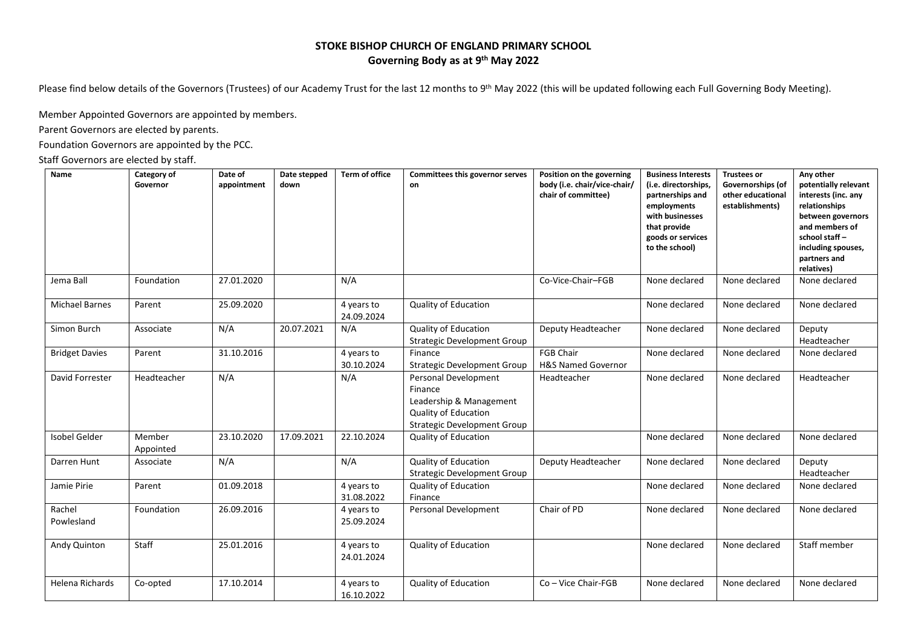**STOKE BISHOP CHURCH OF ENGLAND PRIMARY SCHOOL**
**Governing Body as at 9th May 2022**

Please find below details of the Governors (Trustees) of our Academy Trust for the last 12 months to 9th May 2022 (this will be updated following each Full Governing Body Meeting).

Member Appointed Governors are appointed by members.

Parent Governors are elected by parents.

Foundation Governors are appointed by the PCC.

Staff Governors are elected by staff.

| Name | Category of Governor | Date of appointment | Date stepped down | Term of office | Committees this governor serves on | Position on the governing body (i.e. chair/vice-chair/ chair of committee) | Business Interests (i.e. directorships, partnerships and employments with businesses that provide goods or services to the school) | Trustees or Governorships (of other educational establishments) | Any other potentially relevant interests (inc. any relationships between governors and members of school staff – including spouses, partners and relatives) |
|---|---|---|---|---|---|---|---|---|---|
| Jema Ball | Foundation | 27.01.2020 | | N/A | | Co-Vice-Chair–FGB | None declared | None declared | None declared |
| Michael Barnes | Parent | 25.09.2020 | | 4 years to 24.09.2024 | Quality of Education | | None declared | None declared | None declared |
| Simon Burch | Associate | N/A | 20.07.2021 | N/A | Quality of Education<br>Strategic Development Group | Deputy Headteacher | None declared | None declared | Deputy Headteacher |
| Bridget Davies | Parent | 31.10.2016 | | 4 years to 30.10.2024 | Finance<br>Strategic Development Group | FGB Chair<br>H&S Named Governor | None declared | None declared | None declared |
| David Forrester | Headteacher | N/A | | N/A | Personal Development<br>Finance<br>Leadership & Management<br>Quality of Education<br>Strategic Development Group | Headteacher | None declared | None declared | Headteacher |
| Isobel Gelder | Member Appointed | 23.10.2020 | 17.09.2021 | 22.10.2024 | Quality of Education | | None declared | None declared | None declared |
| Darren Hunt | Associate | N/A | | N/A | Quality of Education<br>Strategic Development Group | Deputy Headteacher | None declared | None declared | Deputy Headteacher |
| Jamie Pirie | Parent | 01.09.2018 | | 4 years to 31.08.2022 | Quality of Education<br>Finance | | None declared | None declared | None declared |
| Rachel Powlesland | Foundation | 26.09.2016 | | 4 years to 25.09.2024 | Personal Development | Chair of PD | None declared | None declared | None declared |
| Andy Quinton | Staff | 25.01.2016 | | 4 years to 24.01.2024 | Quality of Education | | None declared | None declared | Staff member |
| Helena Richards | Co-opted | 17.10.2014 | | 4 years to 16.10.2022 | Quality of Education | Co – Vice Chair-FGB | None declared | None declared | None declared |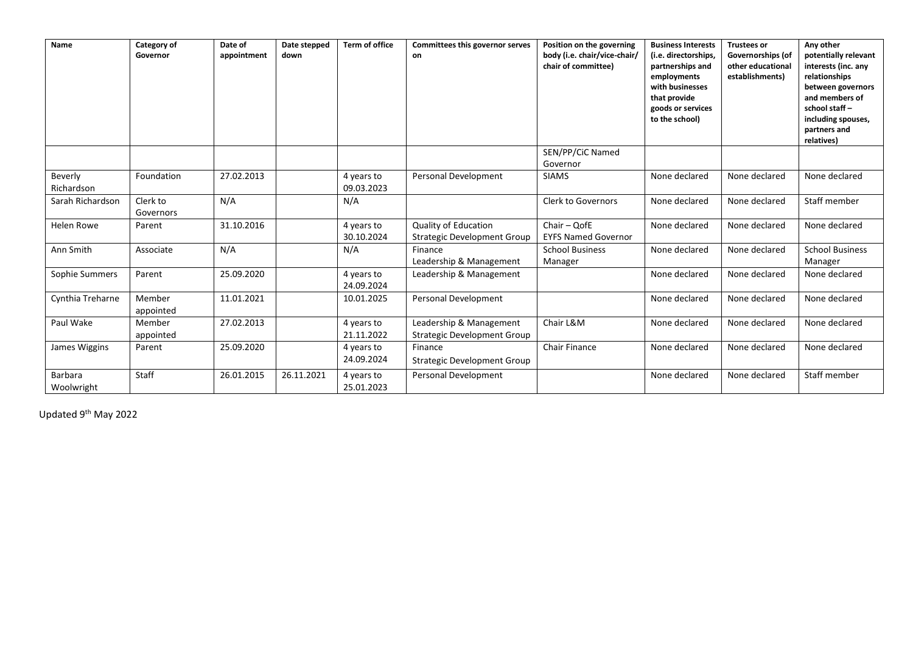| Name | Category of Governor | Date of appointment | Date stepped down | Term of office | Committees this governor serves on | Position on the governing body (i.e. chair/vice-chair/ chair of committee) | Business Interests (i.e. directorships, partnerships and employments with businesses that provide goods or services to the school) | Trustees or Governorships (of other educational establishments) | Any other potentially relevant interests (inc. any relationships between governors and members of school staff – including spouses, partners and relatives) |
|---|---|---|---|---|---|---|---|---|---|
| | | | | | | SEN/PP/CiC Named Governor | | | |
| Beverly Richardson | Foundation | 27.02.2013 | | 4 years to 09.03.2023 | Personal Development | SIAMS | None declared | None declared | None declared |
| Sarah Richardson | Clerk to Governors | N/A | | N/A | | Clerk to Governors | None declared | None declared | Staff member |
| Helen Rowe | Parent | 31.10.2016 | | 4 years to 30.10.2024 | Quality of Education<br>Strategic Development Group | Chair – QofE<br>EYFS Named Governor | None declared | None declared | None declared |
| Ann Smith | Associate | N/A | | N/A | Finance<br>Leadership & Management | School Business Manager | None declared | None declared | School Business Manager |
| Sophie Summers | Parent | 25.09.2020 | | 4 years to 24.09.2024 | Leadership & Management | | None declared | None declared | None declared |
| Cynthia Treharne | Member appointed | 11.01.2021 | | 10.01.2025 | Personal Development | | None declared | None declared | None declared |
| Paul Wake | Member appointed | 27.02.2013 | | 4 years to 21.11.2022 | Leadership & Management<br>Strategic Development Group | Chair L&M | None declared | None declared | None declared |
| James Wiggins | Parent | 25.09.2020 | | 4 years to 24.09.2024 | Finance<br>Strategic Development Group | Chair Finance | None declared | None declared | None declared |
| Barbara Woolwright | Staff | 26.01.2015 | 26.11.2021 | 4 years to 25.01.2023 | Personal Development | | None declared | None declared | Staff member |

Updated 9th May 2022